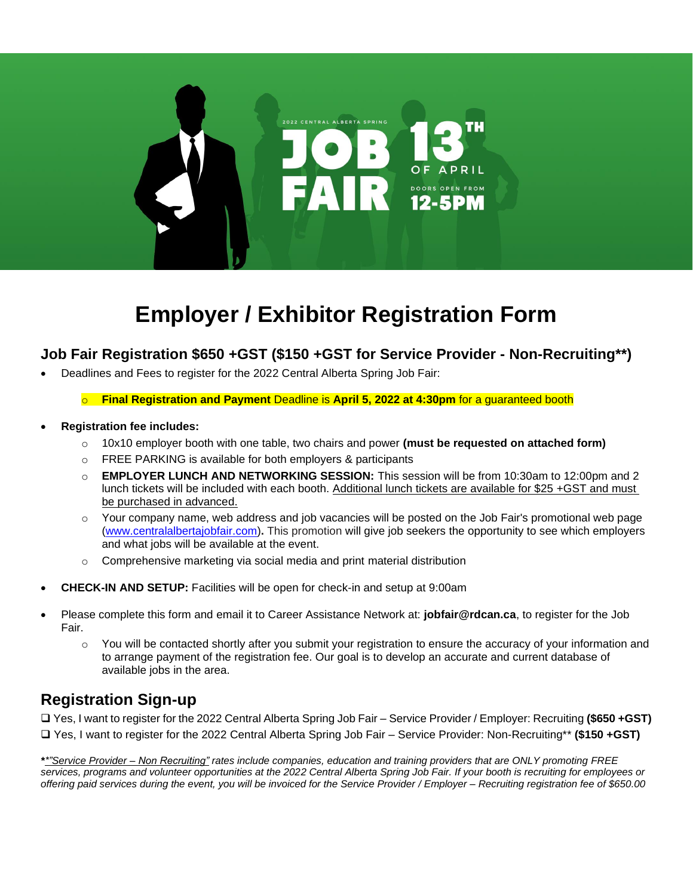2022 CENTRAL ALBERTA SPRING

JOB FAIR

13TH OF APRIL

DOORS OPEN FROM 12-5PM

# Employer / Exhibitor Registration Form

### Job Fair Registration $650 +GST ($150 +GST for Service Provider - Non-Recruiting**)

- Deadlines and Fees to register for the 2022 Central Alberta Spring Job Fair:
  - **Final Registration and Payment** Deadline is **April 5, 2022 at 4:30pm** for a guaranteed booth
- **Registration fee includes:**
  - 10x10 employer booth with one table, two chairs and power **(must be requested on attached form)**
  - FREE PARKING is available for both employers & participants
  - **EMPLOYER LUNCH AND NETWORKING SESSION:** This session will be from 10:30am to 12:00pm and 2 lunch tickets will be included with each booth. Additional lunch tickets are available for $25 +GST and must be purchased in advanced.
  - Your company name, web address and job vacancies will be posted on the Job Fair's promotional web page (www.centralalbertajobfair.com)**.** This promotion will give job seekers the opportunity to see which employers and what jobs will be available at the event.
  - Comprehensive marketing via social media and print material distribution
- **CHECK-IN AND SETUP:** Facilities will be open for check-in and setup at 9:00am
- Please complete this form and email it to Career Assistance Network at: **jobfair@rdcan.ca**, to register for the Job Fair.
  - You will be contacted shortly after you submit your registration to ensure the accuracy of your information and to arrange payment of the registration fee. Our goal is to develop an accurate and current database of available jobs in the area.

## Registration Sign-up

❑ Yes, I want to register for the 2022 Central Alberta Spring Job Fair – Service Provider / Employer: Recruiting **($650 +GST)**

❑ Yes, I want to register for the 2022 Central Alberta Spring Job Fair – Service Provider: Non-Recruiting** **($150 +GST)**

***"Service Provider – Non Recruiting" rates include companies, education and training providers that are ONLY promoting FREE services, programs and volunteer opportunities at the 2022 Central Alberta Spring Job Fair. If your booth is recruiting for employees or offering paid services during the event, you will be invoiced for the Service Provider / Employer – Recruiting registration fee of $650.00*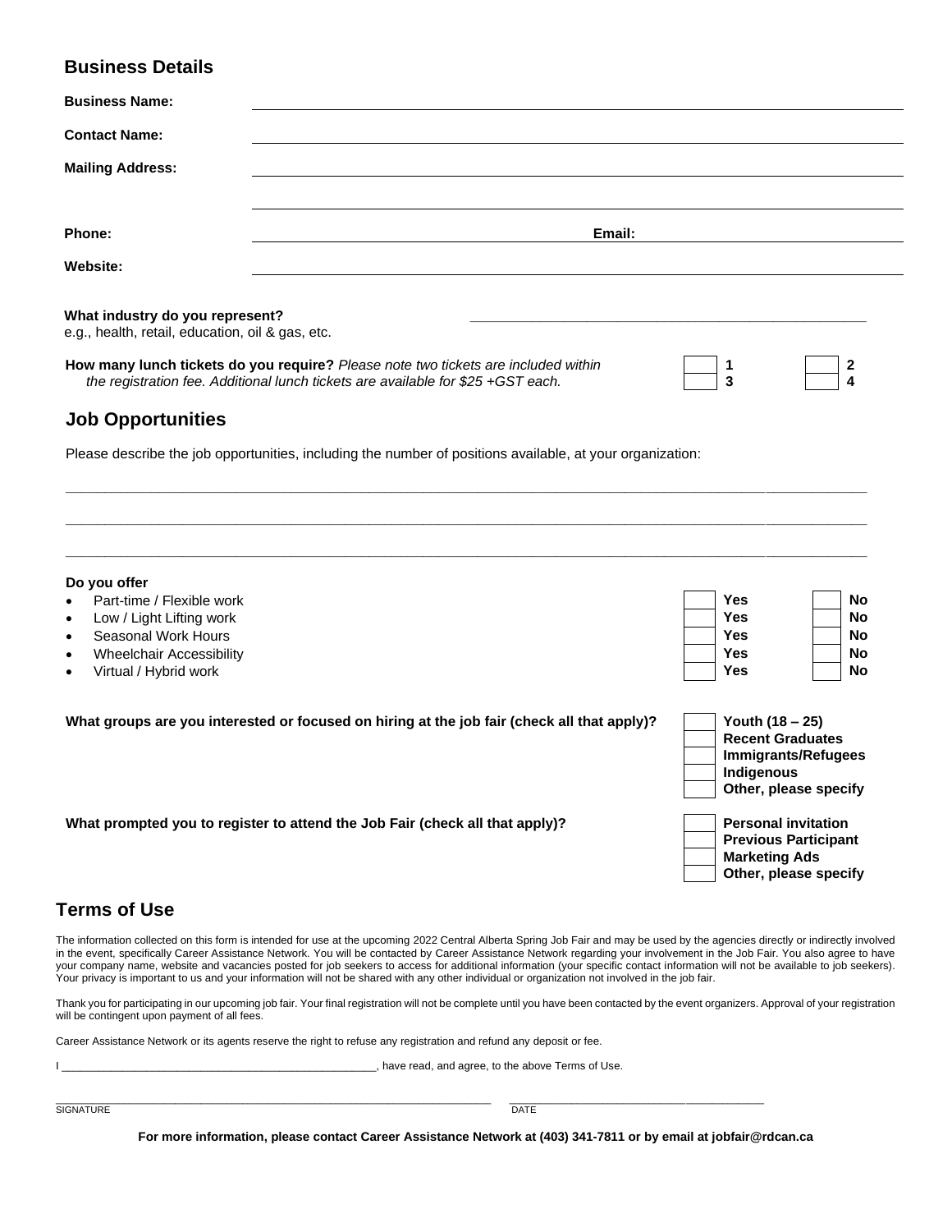## Business Details

**Business Name:** ______________________________

**Contact Name:** ______________________________

**Mailing Address:** ______________________________

______________________________

**Phone:** ______________________________ **Email:** ______________________________

**Website:** ______________________________

**What industry do you represent?** ______________________________
e.g., health, retail, education, oil & gas, etc.

**How many lunch tickets do you require?** *Please note two tickets are included within the registration fee. Additional lunch tickets are available for $25 +GST each.*

☐ **1** ☐ **2**
☐ **3** ☐ **4**

## Job Opportunities

Please describe the job opportunities, including the number of positions available, at your organization:

______________________________________________________________________________

______________________________________________________________________________

______________________________________________________________________________

**Do you offer**

| | | |
|---|---|---|
| • Part-time / Flexible work | ☐ **Yes** | ☐ **No** |
| • Low / Light Lifting work | ☐ **Yes** | ☐ **No** |
| • Seasonal Work Hours | ☐ **Yes** | ☐ **No** |
| • Wheelchair Accessibility | ☐ **Yes** | ☐ **No** |
| • Virtual / Hybrid work | ☐ **Yes** | ☐ **No** |

**What groups are you interested or focused on hiring at the job fair (check all that apply)?**

☐ **Youth (18 – 25)**
☐ **Recent Graduates**
☐ **Immigrants/Refugees**
☐ **Indigenous**
☐ **Other, please specify**

**What prompted you to register to attend the Job Fair (check all that apply)?**

☐ **Personal invitation**
☐ **Previous Participant**
☐ **Marketing Ads**
☐ **Other, please specify**

## Terms of Use

The information collected on this form is intended for use at the upcoming 2022 Central Alberta Spring Job Fair and may be used by the agencies directly or indirectly involved in the event, specifically Career Assistance Network. You will be contacted by Career Assistance Network regarding your involvement in the Job Fair. You also agree to have your company name, website and vacancies posted for job seekers to access for additional information (your specific contact information will not be available to job seekers). Your privacy is important to us and your information will not be shared with any other individual or organization not involved in the job fair.

Thank you for participating in our upcoming job fair. Your final registration will not be complete until you have been contacted by the event organizers. Approval of your registration will be contingent upon payment of all fees.

Career Assistance Network or its agents reserve the right to refuse any registration and refund any deposit or fee.

I ______________________________, have read, and agree, to the above Terms of Use.

______________________________ ______________________________
SIGNATURE DATE

**For more information, please contact Career Assistance Network at (403) 341-7811 or by email at jobfair@rdcan.ca**